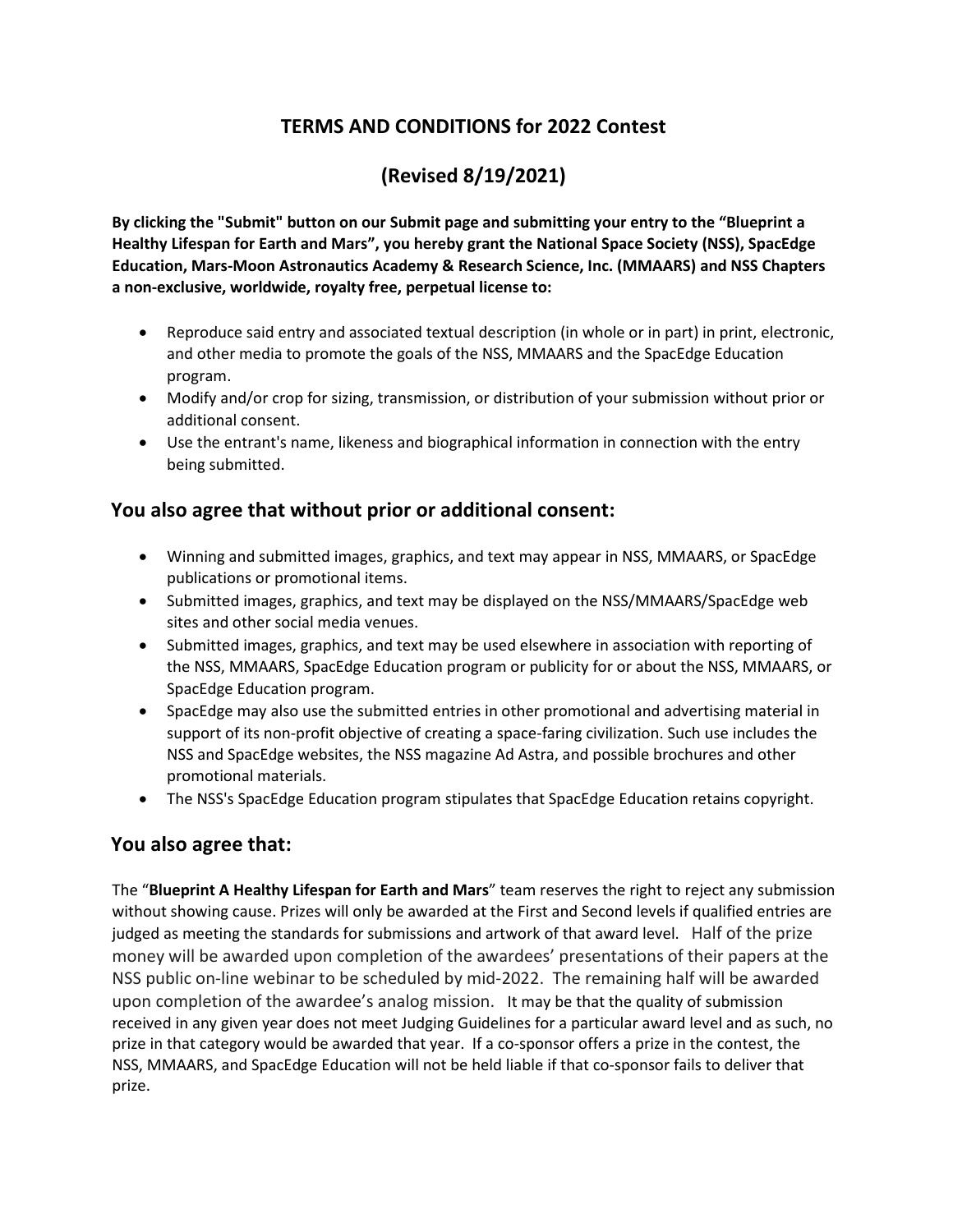# TERMS AND CONDITIONS for 2022 Contest

# (Revised 8/19/2021)

**By clicking the "Submit" button on our Submit page and submitting your entry to the "Blueprint a Healthy Lifespan for Earth and Mars", you hereby grant the National Space Society (NSS), SpacEdge Education, Mars-Moon Astronautics Academy & Research Science, Inc. (MMAARS) and NSS Chapters a non-exclusive, worldwide, royalty free, perpetual license to:**

- Reproduce said entry and associated textual description (in whole or in part) in print, electronic, and other media to promote the goals of the NSS, MMAARS and the SpacEdge Education program.
- Modify and/or crop for sizing, transmission, or distribution of your submission without prior or additional consent.
- Use the entrant's name, likeness and biographical information in connection with the entry being submitted.

## You also agree that without prior or additional consent:

- Winning and submitted images, graphics, and text may appear in NSS, MMAARS, or SpacEdge publications or promotional items.
- Submitted images, graphics, and text may be displayed on the NSS/MMAARS/SpacEdge web sites and other social media venues.
- Submitted images, graphics, and text may be used elsewhere in association with reporting of the NSS, MMAARS, SpacEdge Education program or publicity for or about the NSS, MMAARS, or SpacEdge Education program.
- SpacEdge may also use the submitted entries in other promotional and advertising material in support of its non-profit objective of creating a space-faring civilization. Such use includes the NSS and SpacEdge websites, the NSS magazine Ad Astra, and possible brochures and other promotional materials.
- The NSS's SpacEdge Education program stipulates that SpacEdge Education retains copyright.

## You also agree that:

The "**Blueprint A Healthy Lifespan for Earth and Mars**" team reserves the right to reject any submission without showing cause. Prizes will only be awarded at the First and Second levels if qualified entries are judged as meeting the standards for submissions and artwork of that award level. Half of the prize money will be awarded upon completion of the awardees' presentations of their papers at the NSS public on-line webinar to be scheduled by mid-2022. The remaining half will be awarded upon completion of the awardee's analog mission. It may be that the quality of submission received in any given year does not meet Judging Guidelines for a particular award level and as such, no prize in that category would be awarded that year. If a co-sponsor offers a prize in the contest, the NSS, MMAARS, and SpacEdge Education will not be held liable if that co-sponsor fails to deliver that prize.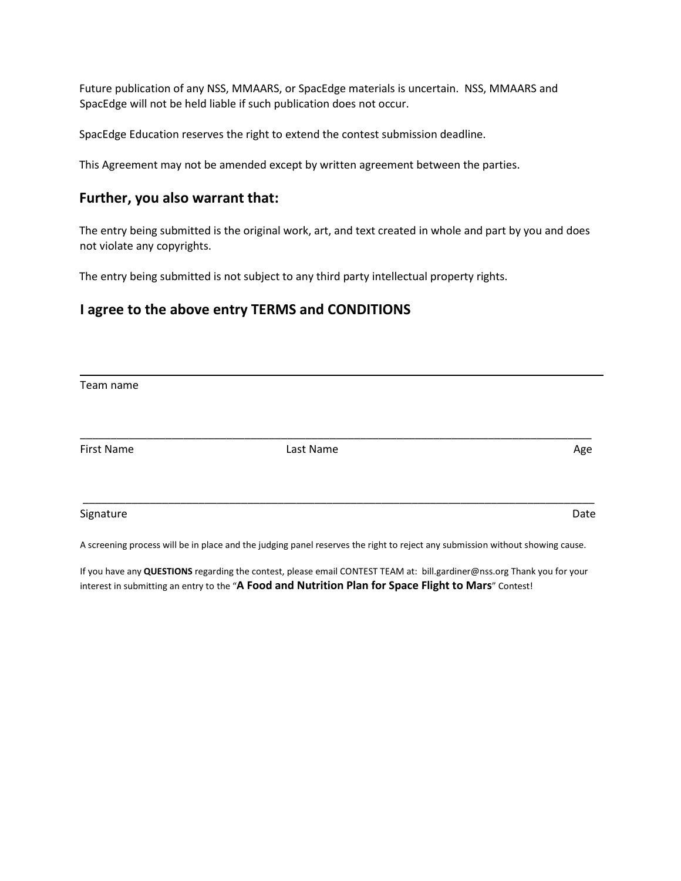Future publication of any NSS, MMAARS, or SpacEdge materials is uncertain. NSS, MMAARS and SpacEdge will not be held liable if such publication does not occur.

SpacEdge Education reserves the right to extend the contest submission deadline.

This Agreement may not be amended except by written agreement between the parties.

## Further, you also warrant that:

The entry being submitted is the original work, art, and text created in whole and part by you and does not violate any copyrights.

The entry being submitted is not subject to any third party intellectual property rights.

## I agree to the above entry TERMS and CONDITIONS

______________________________________________________________________________

Team name

______________________________________________________________________________

First Name                    Last Name                    Age

______________________________________________________________________________

Signature                    Date

A screening process will be in place and the judging panel reserves the right to reject any submission without showing cause.

If you have any **QUESTIONS** regarding the contest, please email CONTEST TEAM at: bill.gardiner@nss.org Thank you for your interest in submitting an entry to the "**A Food and Nutrition Plan for Space Flight to Mars**" Contest!